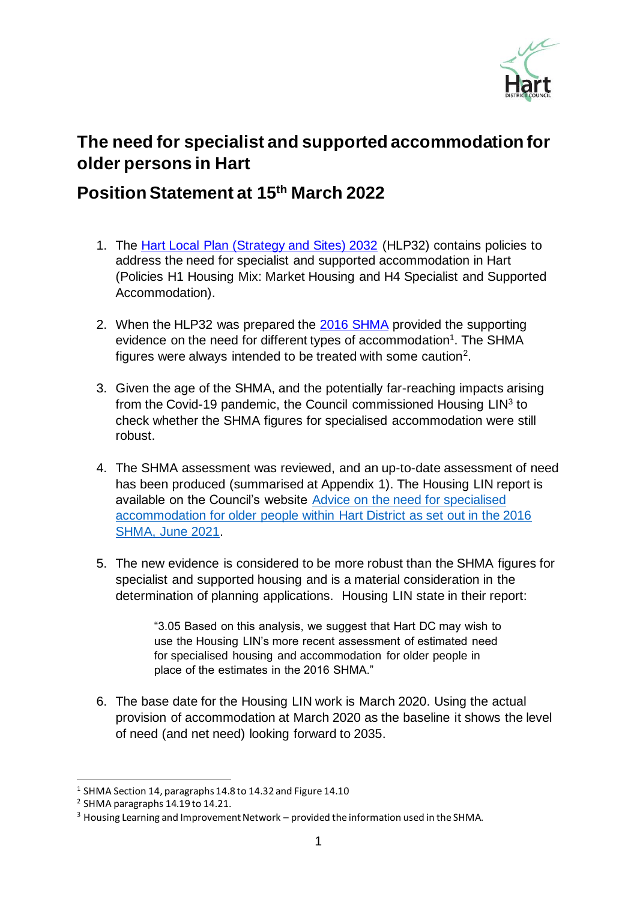# The need for specialist and supported accommodation for older persons in Hart

## Position Statement at 15th March 2022

1. The Hart Local Plan (Strategy and Sites) 2032 (HLP32) contains policies to address the need for specialist and supported accommodation in Hart (Policies H1 Housing Mix: Market Housing and H4 Specialist and Supported Accommodation).

2. When the HLP32 was prepared the 2016 SHMA provided the supporting evidence on the need for different types of accommodation[1]. The SHMA figures were always intended to be treated with some caution[2].

3. Given the age of the SHMA, and the potentially far-reaching impacts arising from the Covid-19 pandemic, the Council commissioned Housing LIN[3] to check whether the SHMA figures for specialised accommodation were still robust.

4. The SHMA assessment was reviewed, and an up-to-date assessment of need has been produced (summarised at Appendix 1). The Housing LIN report is available on the Council's website Advice on the need for specialised accommodation for older people within Hart District as set out in the 2016 SHMA, June 2021.

5. The new evidence is considered to be more robust than the SHMA figures for specialist and supported housing and is a material consideration in the determination of planning applications. Housing LIN state in their report:

   > "3.05 Based on this analysis, we suggest that Hart DC may wish to use the Housing LIN's more recent assessment of estimated need for specialised housing and accommodation for older people in place of the estimates in the 2016 SHMA."

6. The base date for the Housing LIN work is March 2020. Using the actual provision of accommodation at March 2020 as the baseline it shows the level of need (and net need) looking forward to 2035.

---

[1] SHMA Section 14, paragraphs 14.8 to 14.32 and Figure 14.10

[2] SHMA paragraphs 14.19 to 14.21.

[3] Housing Learning and Improvement Network – provided the information used in the SHMA.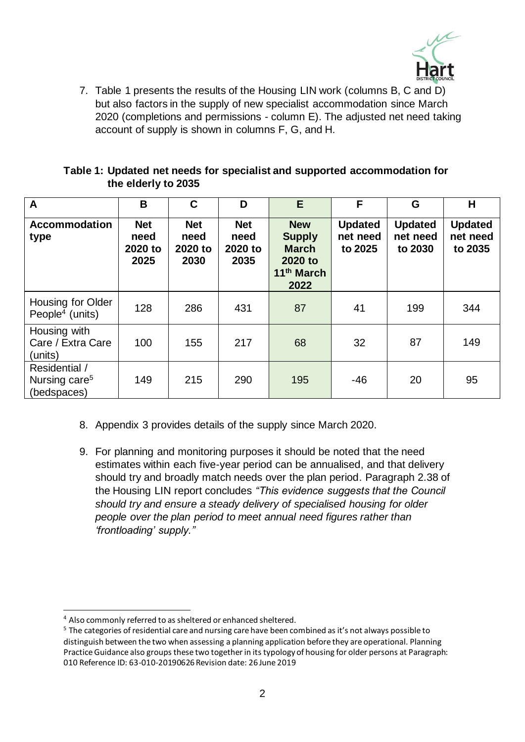7. Table 1 presents the results of the Housing LIN work (columns B, C and D) but also factors in the supply of new specialist accommodation since March 2020 (completions and permissions - column E). The adjusted net need taking account of supply is shown in columns F, G, and H.

**Table 1: Updated net needs for specialist and supported accommodation for the elderly to 2035**

| A | B | C | D | E | F | G | H |
|---|---|---|---|---|---|---|---|
| **Accommodation type** | **Net need 2020 to 2025** | **Net need 2020 to 2030** | **Net need 2020 to 2035** | **New Supply March 2020 to 11th March 2022** | **Updated net need to 2025** | **Updated net need to 2030** | **Updated net need to 2035** |
| Housing for Older People[4] (units) | 128 | 286 | 431 | 87 | 41 | 199 | 344 |
| Housing with Care / Extra Care (units) | 100 | 155 | 217 | 68 | 32 | 87 | 149 |
| Residential / Nursing care[5] (bedspaces) | 149 | 215 | 290 | 195 | -46 | 20 | 95 |

8. Appendix 3 provides details of the supply since March 2020.

9. For planning and monitoring purposes it should be noted that the need estimates within each five-year period can be annualised, and that delivery should try and broadly match needs over the plan period. Paragraph 2.38 of the Housing LIN report concludes *"This evidence suggests that the Council should try and ensure a steady delivery of specialised housing for older people over the plan period to meet annual need figures rather than 'frontloading' supply."*

---

[4] Also commonly referred to as sheltered or enhanced sheltered.

[5] The categories of residential care and nursing care have been combined as it's not always possible to distinguish between the two when assessing a planning application before they are operational. Planning Practice Guidance also groups these two together in its typology of housing for older persons at Paragraph: 010 Reference ID: 63-010-20190626 Revision date: 26 June 2019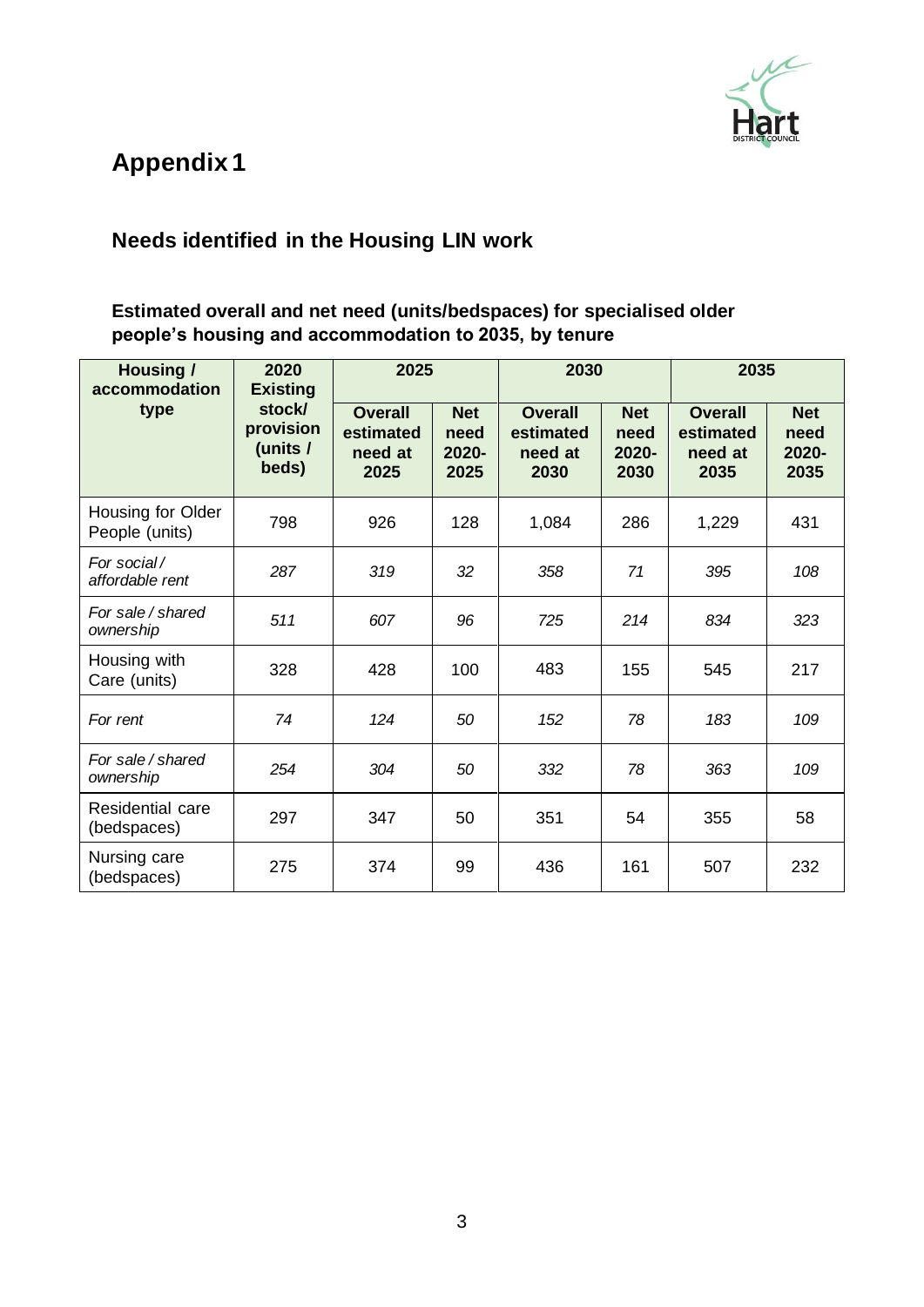# Appendix 1

## Needs identified in the Housing LIN work

### Estimated overall and net need (units/bedspaces) for specialised older people's housing and accommodation to 2035, by tenure

| Housing / accommodation type | 2020 Existing stock/ provision (units / beds) | 2025 | | 2030 | | 2035 | |
|---|---|---|---|---|---|---|---|
| | | Overall estimated need at 2025 | Net need 2020-2025 | Overall estimated need at 2030 | Net need 2020-2030 | Overall estimated need at 2035 | Net need 2020-2035 |
| Housing for Older People (units) | 798 | 926 | 128 | 1,084 | 286 | 1,229 | 431 |
| *For social / affordable rent* | *287* | *319* | *32* | *358* | *71* | *395* | *108* |
| *For sale / shared ownership* | *511* | *607* | *96* | *725* | *214* | *834* | *323* |
| Housing with Care (units) | 328 | 428 | 100 | 483 | 155 | 545 | 217 |
| *For rent* | *74* | *124* | *50* | *152* | *78* | *183* | *109* |
| *For sale / shared ownership* | *254* | *304* | *50* | *332* | *78* | *363* | *109* |
| Residential care (bedspaces) | 297 | 347 | 50 | 351 | 54 | 355 | 58 |
| Nursing care (bedspaces) | 275 | 374 | 99 | 436 | 161 | 507 | 232 |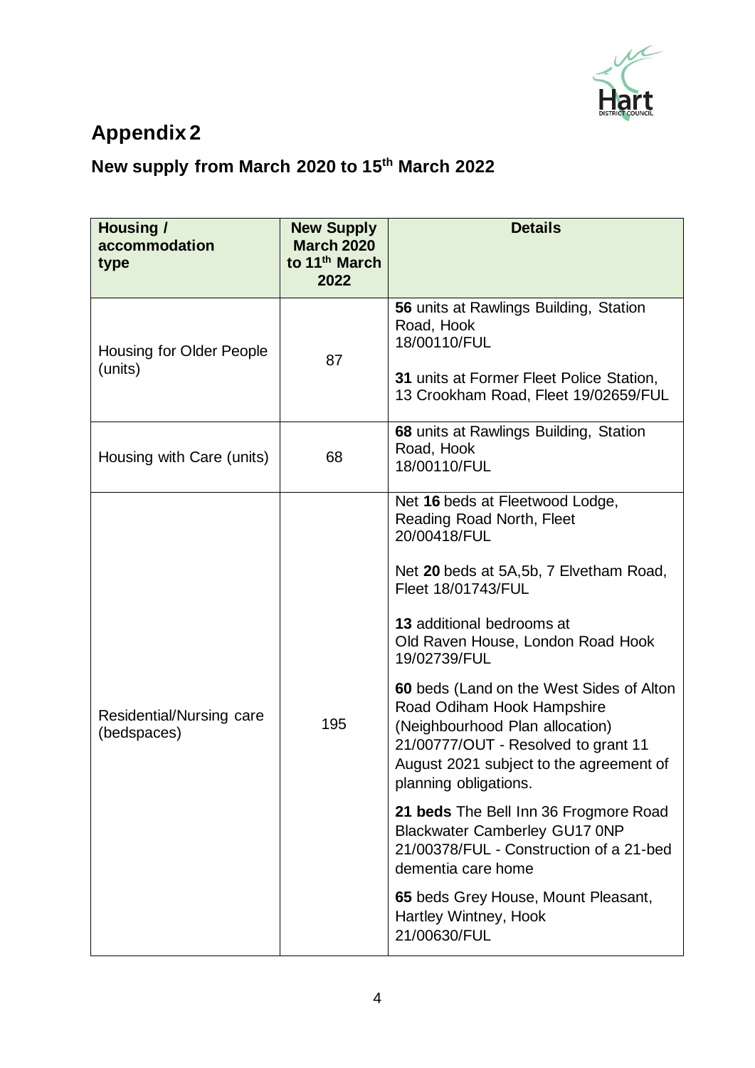# Appendix 2

## New supply from March 2020 to 15th March 2022

| Housing / accommodation type | New Supply March 2020 to 11th March 2022 | Details |
|---|---|---|
| Housing for Older People (units) | 87 | **56** units at Rawlings Building, Station Road, Hook 18/00110/FUL<br><br>**31** units at Former Fleet Police Station, 13 Crookham Road, Fleet 19/02659/FUL |
| Housing with Care (units) | 68 | **68** units at Rawlings Building, Station Road, Hook 18/00110/FUL |
| Residential/Nursing care (bedspaces) | 195 | Net **16** beds at Fleetwood Lodge, Reading Road North, Fleet 20/00418/FUL<br><br>Net **20** beds at 5A,5b, 7 Elvetham Road, Fleet 18/01743/FUL<br><br>**13** additional bedrooms at Old Raven House, London Road Hook 19/02739/FUL<br><br>**60** beds (Land on the West Sides of Alton Road Odiham Hook Hampshire (Neighbourhood Plan allocation) 21/00777/OUT - Resolved to grant 11 August 2021 subject to the agreement of planning obligations.<br><br>**21 beds** The Bell Inn 36 Frogmore Road Blackwater Camberley GU17 0NP 21/00378/FUL - Construction of a 21-bed dementia care home<br><br>**65** beds Grey House, Mount Pleasant, Hartley Wintney, Hook 21/00630/FUL |